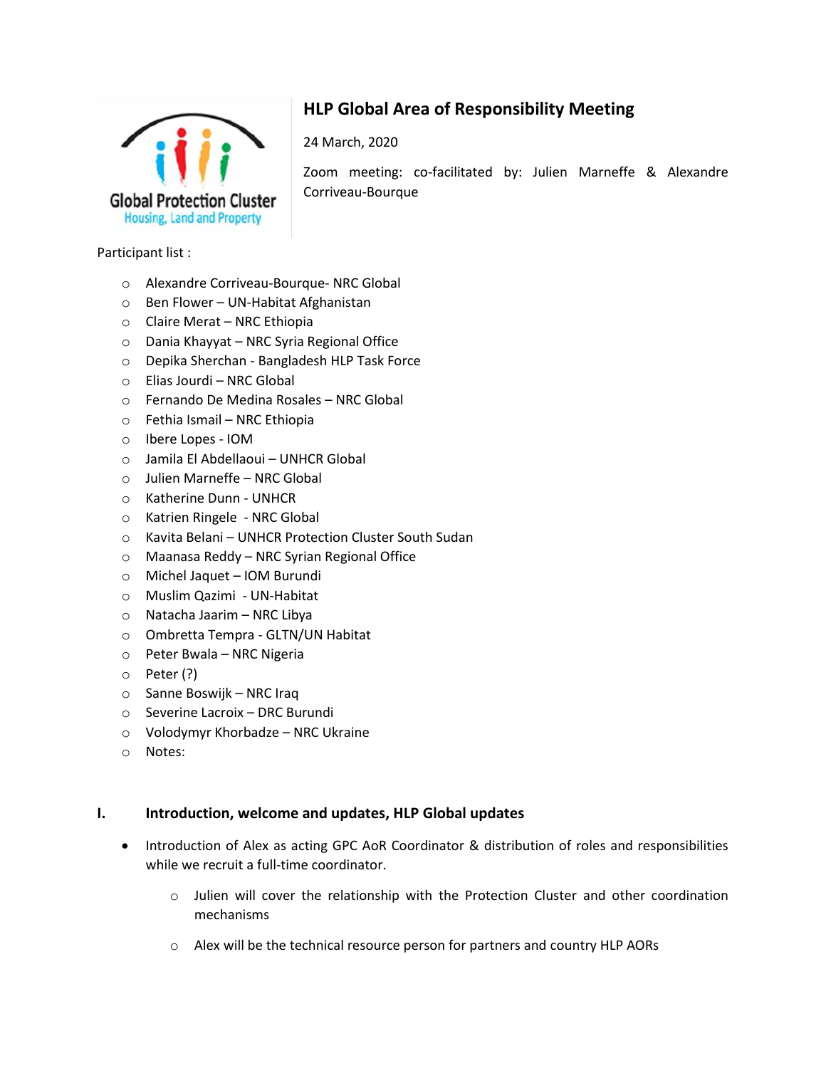Global Protection Cluster
Housing, Land and Property

# HLP Global Area of Responsibility Meeting

24 March, 2020

Zoom meeting: co-facilitated by: Julien Marneffe & Alexandre Corriveau-Bourque

Participant list :

- Alexandre Corriveau-Bourque- NRC Global
- Ben Flower – UN-Habitat Afghanistan
- Claire Merat – NRC Ethiopia
- Dania Khayyat – NRC Syria Regional Office
- Depika Sherchan - Bangladesh HLP Task Force
- Elias Jourdi – NRC Global
- Fernando De Medina Rosales – NRC Global
- Fethia Ismail – NRC Ethiopia
- Ibere Lopes - IOM
- Jamila El Abdellaoui – UNHCR Global
- Julien Marneffe – NRC Global
- Katherine Dunn - UNHCR
- Katrien Ringele - NRC Global
- Kavita Belani – UNHCR Protection Cluster South Sudan
- Maanasa Reddy – NRC Syrian Regional Office
- Michel Jaquet – IOM Burundi
- Muslim Qazimi - UN-Habitat
- Natacha Jaarim – NRC Libya
- Ombretta Tempra - GLTN/UN Habitat
- Peter Bwala – NRC Nigeria
- Peter (?)
- Sanne Boswijk – NRC Iraq
- Severine Lacroix – DRC Burundi
- Volodymyr Khorbadze – NRC Ukraine
- Notes:

## I. Introduction, welcome and updates, HLP Global updates

- Introduction of Alex as acting GPC AoR Coordinator & distribution of roles and responsibilities while we recruit a full-time coordinator.
  - Julien will cover the relationship with the Protection Cluster and other coordination mechanisms
  - Alex will be the technical resource person for partners and country HLP AORs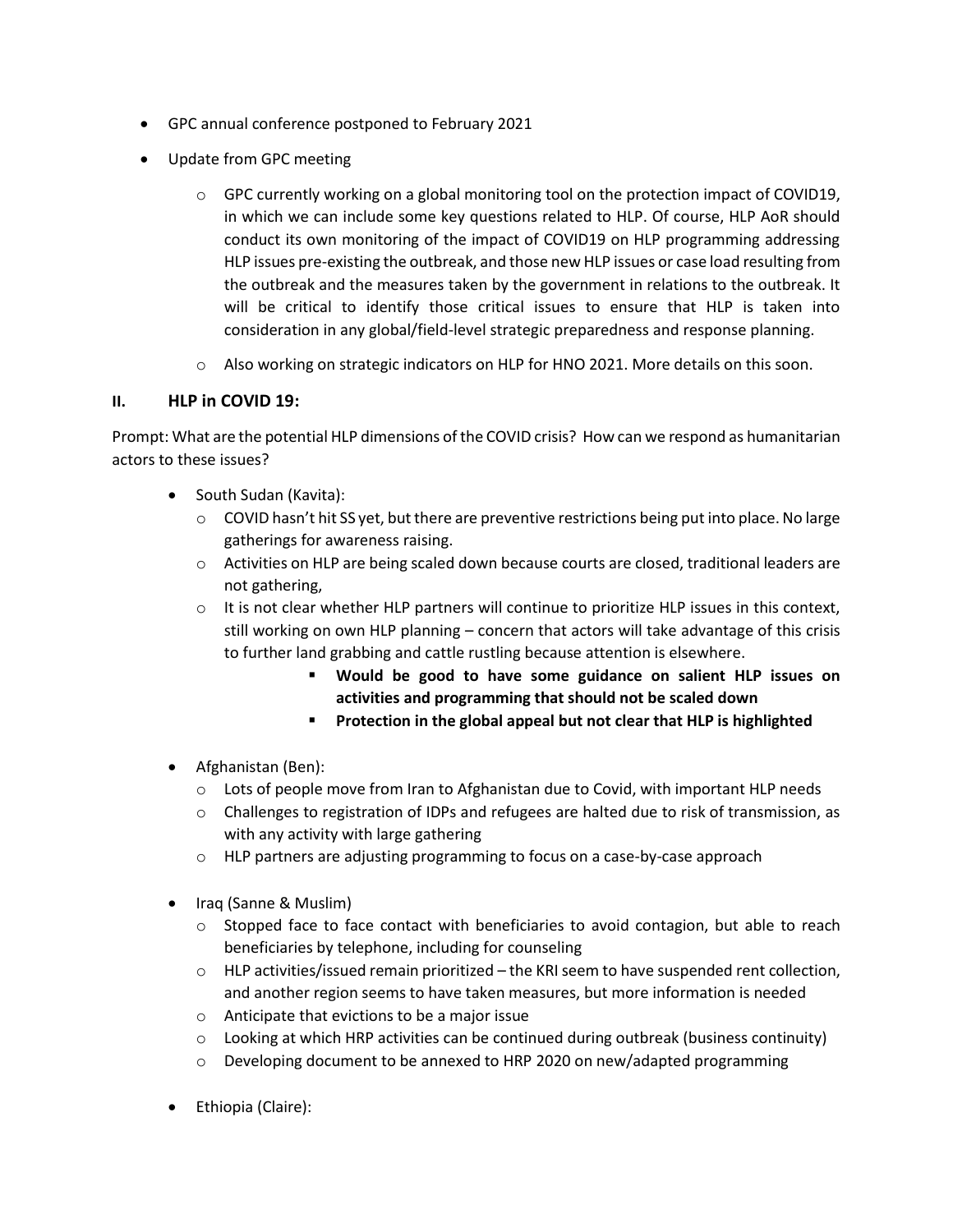- GPC annual conference postponed to February 2021
- Update from GPC meeting
    - GPC currently working on a global monitoring tool on the protection impact of COVID19, in which we can include some key questions related to HLP. Of course, HLP AoR should conduct its own monitoring of the impact of COVID19 on HLP programming addressing HLP issues pre-existing the outbreak, and those new HLP issues or case load resulting from the outbreak and the measures taken by the government in relations to the outbreak. It will be critical to identify those critical issues to ensure that HLP is taken into consideration in any global/field-level strategic preparedness and response planning.
    - Also working on strategic indicators on HLP for HNO 2021. More details on this soon.

## II. HLP in COVID 19:

Prompt: What are the potential HLP dimensions of the COVID crisis? How can we respond as humanitarian actors to these issues?

- South Sudan (Kavita):
    - COVID hasn't hit SS yet, but there are preventive restrictions being put into place. No large gatherings for awareness raising.
    - Activities on HLP are being scaled down because courts are closed, traditional leaders are not gathering,
    - It is not clear whether HLP partners will continue to prioritize HLP issues in this context, still working on own HLP planning – concern that actors will take advantage of this crisis to further land grabbing and cattle rustling because attention is elsewhere.
        - **Would be good to have some guidance on salient HLP issues on activities and programming that should not be scaled down**
        - **Protection in the global appeal but not clear that HLP is highlighted**
- Afghanistan (Ben):
    - Lots of people move from Iran to Afghanistan due to Covid, with important HLP needs
    - Challenges to registration of IDPs and refugees are halted due to risk of transmission, as with any activity with large gathering
    - HLP partners are adjusting programming to focus on a case-by-case approach
- Iraq (Sanne & Muslim)
    - Stopped face to face contact with beneficiaries to avoid contagion, but able to reach beneficiaries by telephone, including for counseling
    - HLP activities/issued remain prioritized – the KRI seem to have suspended rent collection, and another region seems to have taken measures, but more information is needed
    - Anticipate that evictions to be a major issue
    - Looking at which HRP activities can be continued during outbreak (business continuity)
    - Developing document to be annexed to HRP 2020 on new/adapted programming
- Ethiopia (Claire):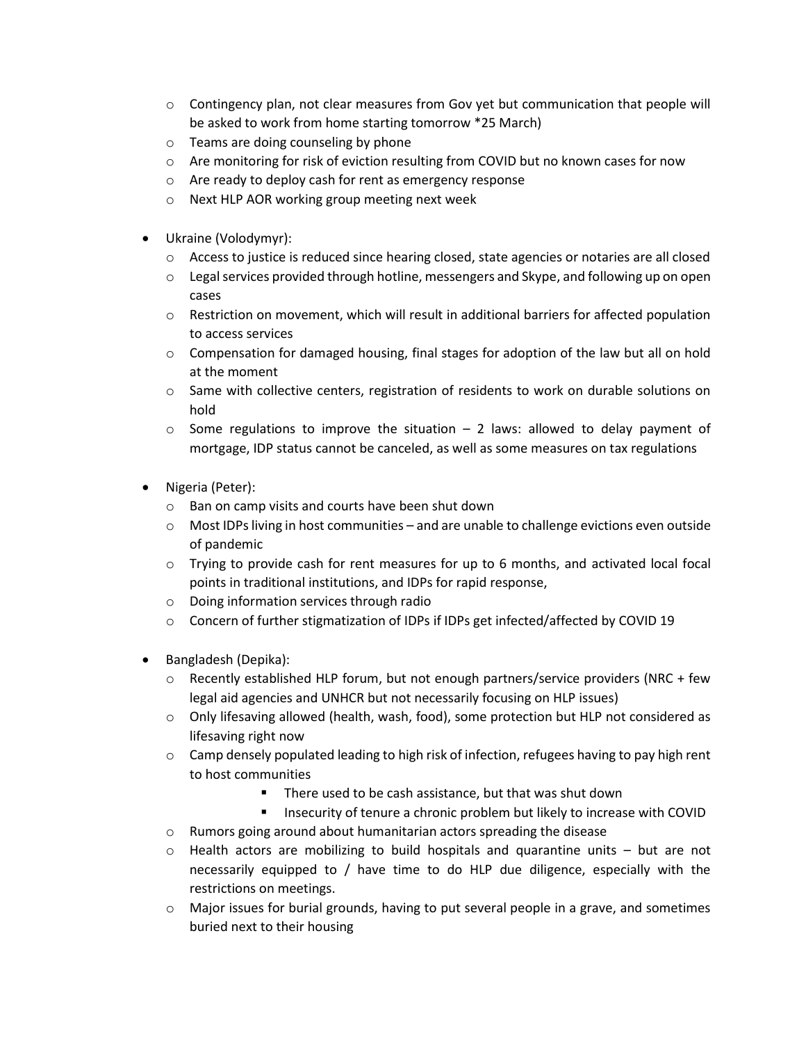- Contingency plan, not clear measures from Gov yet but communication that people will be asked to work from home starting tomorrow *25 March)
  - Teams are doing counseling by phone
  - Are monitoring for risk of eviction resulting from COVID but no known cases for now
  - Are ready to deploy cash for rent as emergency response
  - Next HLP AOR working group meeting next week

- Ukraine (Volodymyr):
  - Access to justice is reduced since hearing closed, state agencies or notaries are all closed
  - Legal services provided through hotline, messengers and Skype, and following up on open cases
  - Restriction on movement, which will result in additional barriers for affected population to access services
  - Compensation for damaged housing, final stages for adoption of the law but all on hold at the moment
  - Same with collective centers, registration of residents to work on durable solutions on hold
  - Some regulations to improve the situation – 2 laws: allowed to delay payment of mortgage, IDP status cannot be canceled, as well as some measures on tax regulations

- Nigeria (Peter):
  - Ban on camp visits and courts have been shut down
  - Most IDPs living in host communities – and are unable to challenge evictions even outside of pandemic
  - Trying to provide cash for rent measures for up to 6 months, and activated local focal points in traditional institutions, and IDPs for rapid response,
  - Doing information services through radio
  - Concern of further stigmatization of IDPs if IDPs get infected/affected by COVID 19

- Bangladesh (Depika):
  - Recently established HLP forum, but not enough partners/service providers (NRC + few legal aid agencies and UNHCR but not necessarily focusing on HLP issues)
  - Only lifesaving allowed (health, wash, food), some protection but HLP not considered as lifesaving right now
  - Camp densely populated leading to high risk of infection, refugees having to pay high rent to host communities
    - There used to be cash assistance, but that was shut down
    - Insecurity of tenure a chronic problem but likely to increase with COVID
  - Rumors going around about humanitarian actors spreading the disease
  - Health actors are mobilizing to build hospitals and quarantine units – but are not necessarily equipped to / have time to do HLP due diligence, especially with the restrictions on meetings.
  - Major issues for burial grounds, having to put several people in a grave, and sometimes buried next to their housing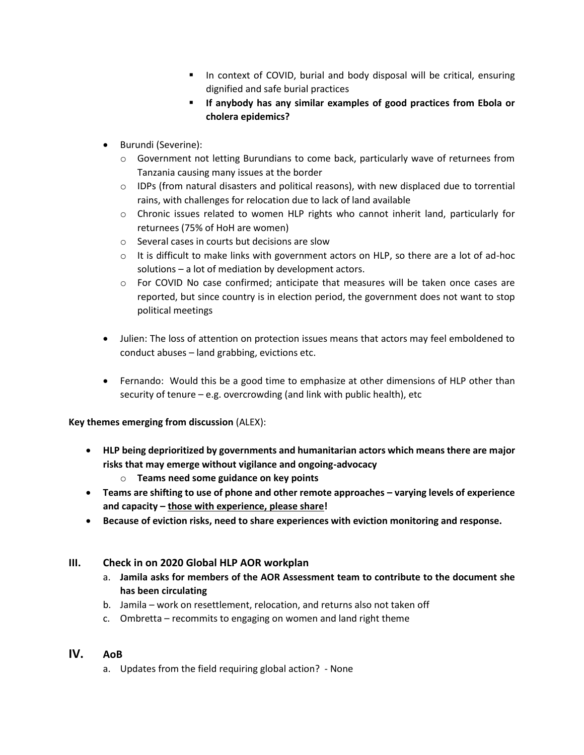- In context of COVID, burial and body disposal will be critical, ensuring dignified and safe burial practices
    - **If anybody has any similar examples of good practices from Ebola or cholera epidemics?**

- Burundi (Severine):
  - Government not letting Burundians to come back, particularly wave of returnees from Tanzania causing many issues at the border
  - IDPs (from natural disasters and political reasons), with new displaced due to torrential rains, with challenges for relocation due to lack of land available
  - Chronic issues related to women HLP rights who cannot inherit land, particularly for returnees (75% of HoH are women)
  - Several cases in courts but decisions are slow
  - It is difficult to make links with government actors on HLP, so there are a lot of ad-hoc solutions – a lot of mediation by development actors.
  - For COVID No case confirmed; anticipate that measures will be taken once cases are reported, but since country is in election period, the government does not want to stop political meetings

- Julien: The loss of attention on protection issues means that actors may feel emboldened to conduct abuses – land grabbing, evictions etc.

- Fernando: Would this be a good time to emphasize at other dimensions of HLP other than security of tenure – e.g. overcrowding (and link with public health), etc

**Key themes emerging from discussion** (ALEX):

- **HLP being deprioritized by governments and humanitarian actors which means there are major risks that may emerge without vigilance and ongoing-advocacy**
  - **Teams need some guidance on key points**
- **Teams are shifting to use of phone and other remote approaches – varying levels of experience and capacity – <u>those with experience, please share</u>!**
- **Because of eviction risks, need to share experiences with eviction monitoring and response.**

## III. Check in on 2020 Global HLP AOR workplan

a. **Jamila asks for members of the AOR Assessment team to contribute to the document she has been circulating**
b. Jamila – work on resettlement, relocation, and returns also not taken off
c. Ombretta – recommits to engaging on women and land right theme

## IV. AoB

a. Updates from the field requiring global action? - None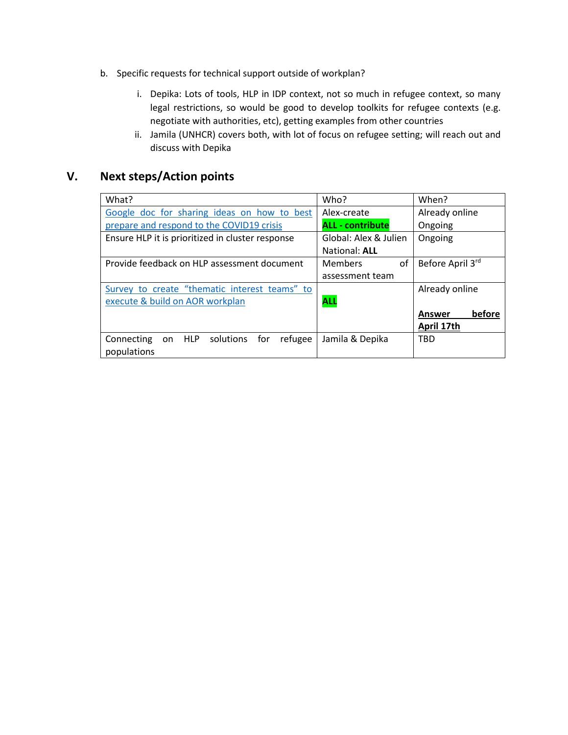b. Specific requests for technical support outside of workplan?

   i. Depika: Lots of tools, HLP in IDP context, not so much in refugee context, so many legal restrictions, so would be good to develop toolkits for refugee contexts (e.g. negotiate with authorities, etc), getting examples from other countries

   ii. Jamila (UNHCR) covers both, with lot of focus on refugee setting; will reach out and discuss with Depika

## V. Next steps/Action points

| What? | Who? | When? |
|---|---|---|
| Google doc for sharing ideas on how to best prepare and respond to the COVID19 crisis | Alex-create<br>**ALL - contribute** | Already online<br>Ongoing |
| Ensure HLP it is prioritized in cluster response | Global: Alex & Julien<br>National: **ALL** | Ongoing |
| Provide feedback on HLP assessment document | Members of assessment team | Before April 3rd |
| Survey to create "thematic interest teams" to execute & build on AOR workplan | **ALL** | Already online<br><br>**Answer before April 17th** |
| Connecting on HLP solutions for refugee populations | Jamila & Depika | TBD |